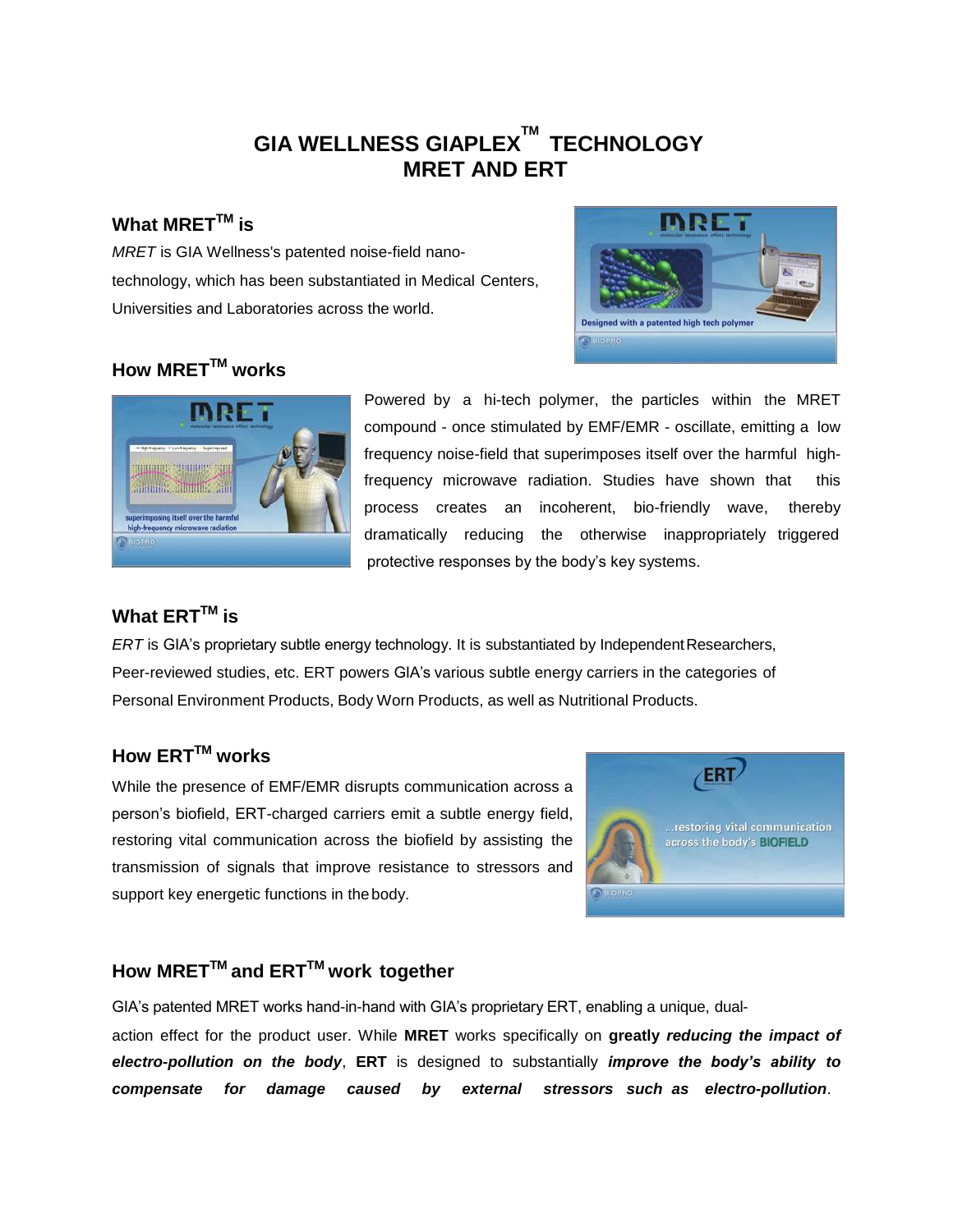# GIA WELLNESS GIAPLEX™ TECHNOLOGY MRET AND ERT

## What MRET™ is

*MRET* is GIA Wellness's patented noise-field nano-technology, which has been substantiated in Medical Centers, Universities and Laboratories across the world.

## How MRET™ works

Powered by a hi-tech polymer, the particles within the MRET compound - once stimulated by EMF/EMR - oscillate, emitting a low frequency noise-field that superimposes itself over the harmful high-frequency microwave radiation. Studies have shown that this process creates an incoherent, bio-friendly wave, thereby dramatically reducing the otherwise inappropriately triggered protective responses by the body's key systems.

## What ERT™ is

*ERT* is GIA's proprietary subtle energy technology. It is substantiated by Independent Researchers, Peer-reviewed studies, etc. ERT powers GIA's various subtle energy carriers in the categories of Personal Environment Products, Body Worn Products, as well as Nutritional Products.

## How ERT™ works

While the presence of EMF/EMR disrupts communication across a person's biofield, ERT-charged carriers emit a subtle energy field, restoring vital communication across the biofield by assisting the transmission of signals that improve resistance to stressors and support key energetic functions in the body.

## How MRET™ and ERT™ work together

GIA's patented MRET works hand-in-hand with GIA's proprietary ERT, enabling a unique, dual-action effect for the product user. While **MRET** works specifically on **greatly *reducing the impact of electro-pollution on the body***, **ERT** is designed to substantially ***improve the body's ability to compensate for damage caused by external stressors such as electro-pollution***.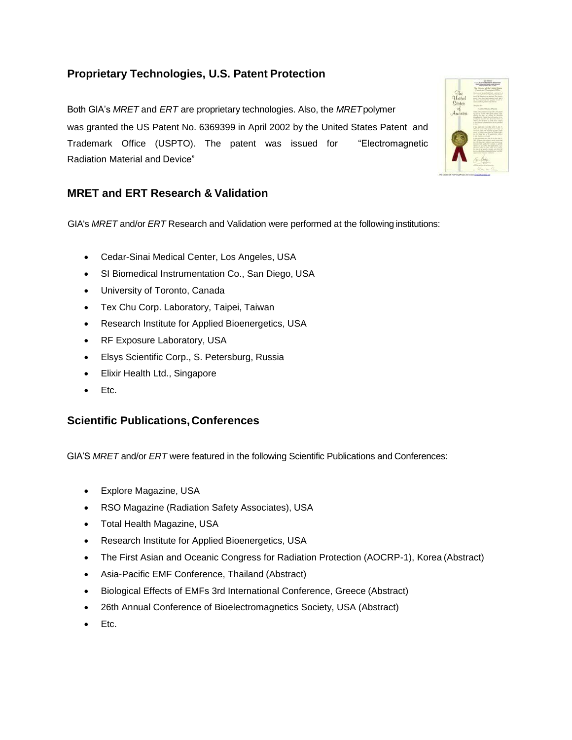## Proprietary Technologies, U.S. Patent Protection

Both GIA's *MRET* and *ERT* are proprietary technologies. Also, the *MRET* polymer was granted the US Patent No. 6369399 in April 2002 by the United States Patent and Trademark Office (USPTO). The patent was issued for "Electromagnetic Radiation Material and Device"

## MRET and ERT Research & Validation

GIA's *MRET* and/or *ERT* Research and Validation were performed at the following institutions:

- Cedar-Sinai Medical Center, Los Angeles, USA
- SI Biomedical Instrumentation Co., San Diego, USA
- University of Toronto, Canada
- Tex Chu Corp. Laboratory, Taipei, Taiwan
- Research Institute for Applied Bioenergetics, USA
- RF Exposure Laboratory, USA
- Elsys Scientific Corp., S. Petersburg, Russia
- Elixir Health Ltd., Singapore
- Etc.

## Scientific Publications, Conferences

GIA'S *MRET* and/or *ERT* were featured in the following Scientific Publications and Conferences:

- Explore Magazine, USA
- RSO Magazine (Radiation Safety Associates), USA
- Total Health Magazine, USA
- Research Institute for Applied Bioenergetics, USA
- The First Asian and Oceanic Congress for Radiation Protection (AOCRP-1), Korea (Abstract)
- Asia-Pacific EMF Conference, Thailand (Abstract)
- Biological Effects of EMFs 3rd International Conference, Greece (Abstract)
- 26th Annual Conference of Bioelectromagnetics Society, USA (Abstract)
- Etc.